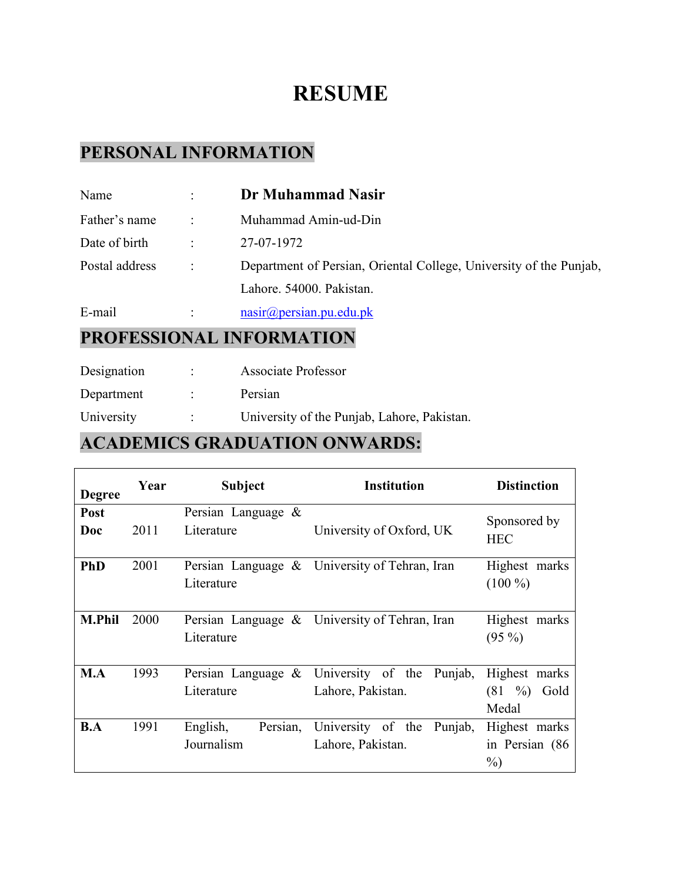# RESUME

## PERSONAL INFORMATION

| | | |
|---|---|---|
| Name | : | **Dr Muhammad Nasir** |
| Father's name | : | Muhammad Amin-ud-Din |
| Date of birth | : | 27-07-1972 |
| Postal address | : | Department of Persian, Oriental College, University of the Punjab, Lahore. 54000. Pakistan. |
| E-mail | : | nasir@persian.pu.edu.pk |

## PROFESSIONAL INFORMATION

| | | |
|---|---|---|
| Designation | : | Associate Professor |
| Department | : | Persian |
| University | : | University of the Punjab, Lahore, Pakistan. |

## ACADEMICS GRADUATION ONWARDS:

| Degree | Year | Subject | Institution | Distinction |
|---|---|---|---|---|
| **Post Doc** | 2011 | Persian Language & Literature | University of Oxford, UK | Sponsored by HEC |
| **PhD** | 2001 | Persian Language & Literature | University of Tehran, Iran | Highest marks (100 %) |
| **M.Phil** | 2000 | Persian Language & Literature | University of Tehran, Iran | Highest marks (95 %) |
| **M.A** | 1993 | Persian Language & Literature | University of the Punjab, Lahore, Pakistan. | Highest marks (81 %) Gold Medal |
| **B.A** | 1991 | English, Persian, Journalism | University of the Punjab, Lahore, Pakistan. | Highest marks in Persian (86 %) |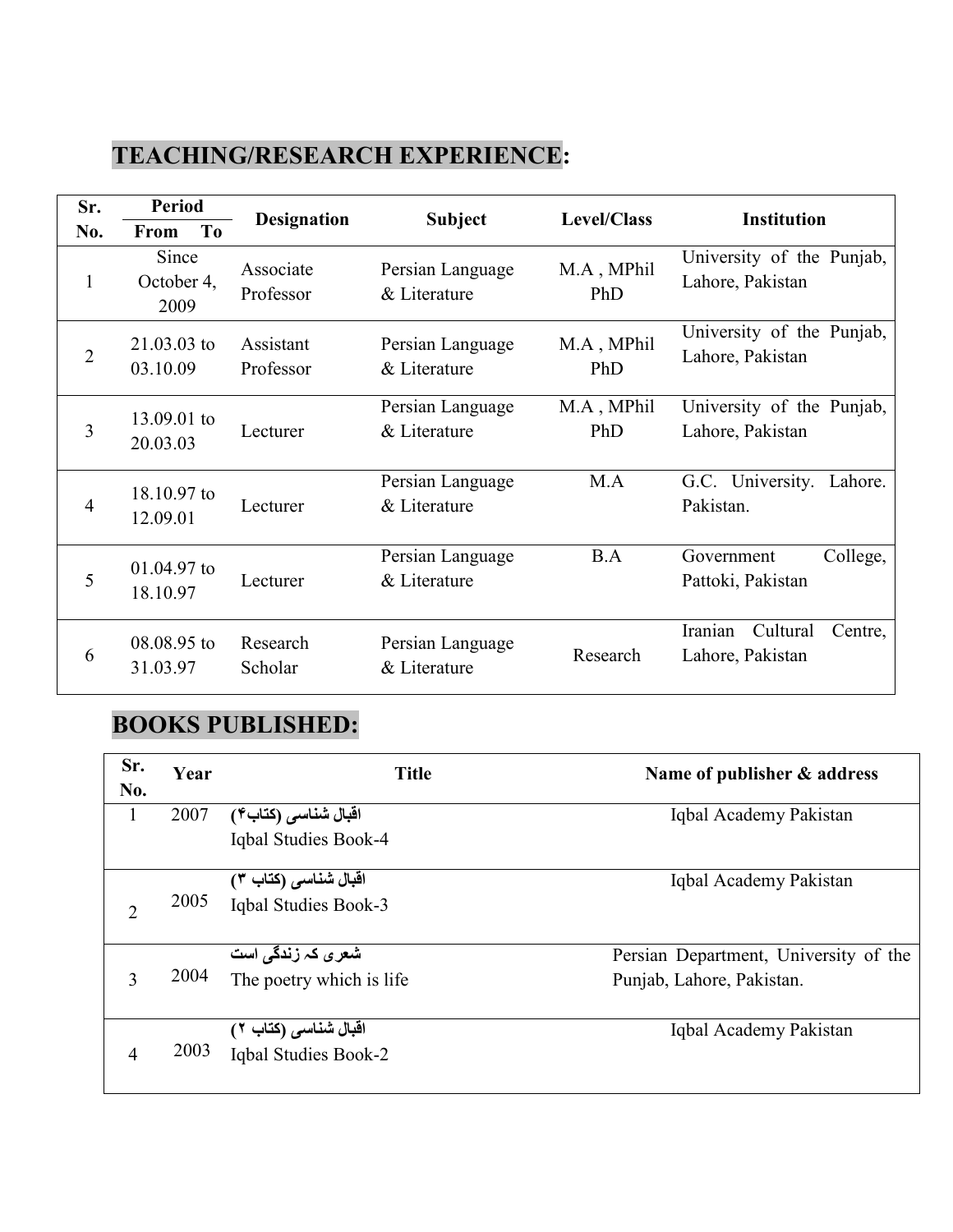## TEACHING/RESEARCH EXPERIENCE:

| Sr. No. | Period From To | Designation | Subject | Level/Class | Institution |
|---|---|---|---|---|---|
| 1 | Since October 4, 2009 | Associate Professor | Persian Language & Literature | M.A , MPhil PhD | University of the Punjab, Lahore, Pakistan |
| 2 | 21.03.03 to 03.10.09 | Assistant Professor | Persian Language & Literature | M.A , MPhil PhD | University of the Punjab, Lahore, Pakistan |
| 3 | 13.09.01 to 20.03.03 | Lecturer | Persian Language & Literature | M.A , MPhil PhD | University of the Punjab, Lahore, Pakistan |
| 4 | 18.10.97 to 12.09.01 | Lecturer | Persian Language & Literature | M.A | G.C. University. Lahore. Pakistan. |
| 5 | 01.04.97 to 18.10.97 | Lecturer | Persian Language & Literature | B.A | Government College, Pattoki, Pakistan |
| 6 | 08.08.95 to 31.03.97 | Research Scholar | Persian Language & Literature | Research | Iranian Cultural Centre, Lahore, Pakistan |

## BOOKS PUBLISHED:

| Sr. No. | Year | Title | Name of publisher & address |
|---|---|---|---|
| 1 | 2007 | اقبال شناسی (کتاب۴) Iqbal Studies Book-4 | Iqbal Academy Pakistan |
| 2 | 2005 | اقبال شناسی (کتاب ۳) Iqbal Studies Book-3 | Iqbal Academy Pakistan |
| 3 | 2004 | شعری کہ زندگی است The poetry which is life | Persian Department, University of the Punjab, Lahore, Pakistan. |
| 4 | 2003 | اقبال شناسی (کتاب ۲) Iqbal Studies Book-2 | Iqbal Academy Pakistan |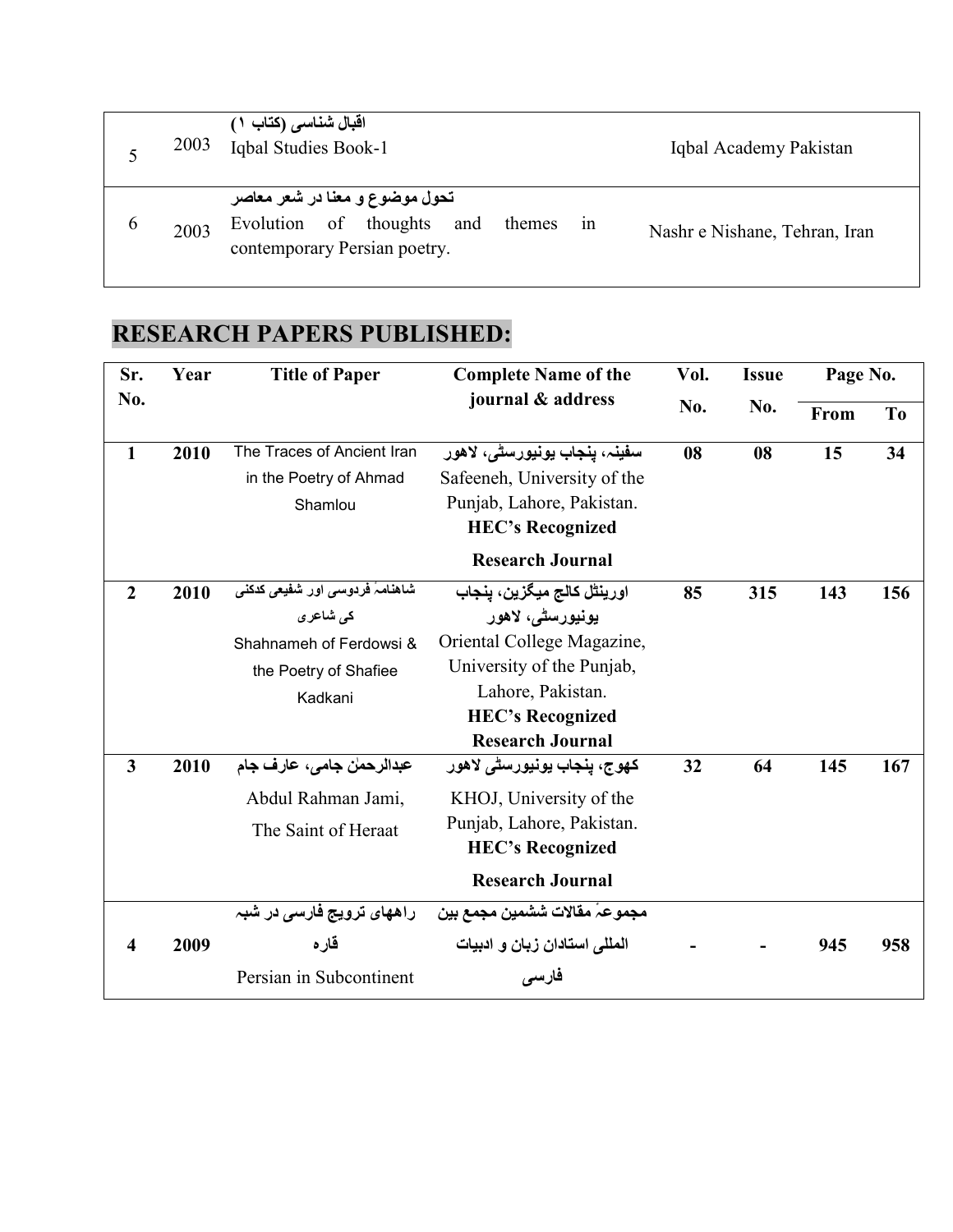| | | | |
|---|---|---|---|
| 5 | 2003 | اقبال شناسی (کتاب ۱)<br>Iqbal Studies Book-1 | Iqbal Academy Pakistan |
| 6 | 2003 | تحول موضوع و معنا در شعر معاصر<br>Evolution of thoughts and themes in contemporary Persian poetry. | Nashr e Nishane, Tehran, Iran |

## RESEARCH PAPERS PUBLISHED:

| Sr. No. | Year | Title of Paper | Complete Name of the journal & address | Vol. No. | Issue No. | Page No. | |
|---|---|---|---|---|---|---|---|
| | | | | | | From | To |
| 1 | 2010 | The Traces of Ancient Iran in the Poetry of Ahmad Shamlou | سفینہ، پنجاب یونیورسٹی، لاهور<br>Safeeneh, University of the Punjab, Lahore, Pakistan.<br>**HEC's Recognized Research Journal** | 08 | 08 | 15 | 34 |
| 2 | 2010 | شاهنامۂ فردوسی اور شفیعی کدکنی کی شاعری<br>Shahnameh of Ferdowsi & the Poetry of Shafiee Kadkani | اورینٹل کالج میگزین، پنجاب یونیورسٹی، لاهور<br>Oriental College Magazine, University of the Punjab, Lahore, Pakistan.<br>**HEC's Recognized Research Journal** | 85 | 315 | 143 | 156 |
| 3 | 2010 | عبدالرحمٰن جامی، عارف جام<br>Abdul Rahman Jami, The Saint of Heraat | کھوج، پنجاب یونیورسٹی لاهور<br>KHOJ, University of the Punjab, Lahore, Pakistan.<br>**HEC's Recognized Research Journal** | 32 | 64 | 145 | 167 |
| 4 | 2009 | راههای ترویج فارسی در شبہ قاره<br>Persian in Subcontinent | مجموعۂ مقالات ششمین مجمع بین المللی استادان زبان و ادبیات فارسی | - | - | 945 | 958 |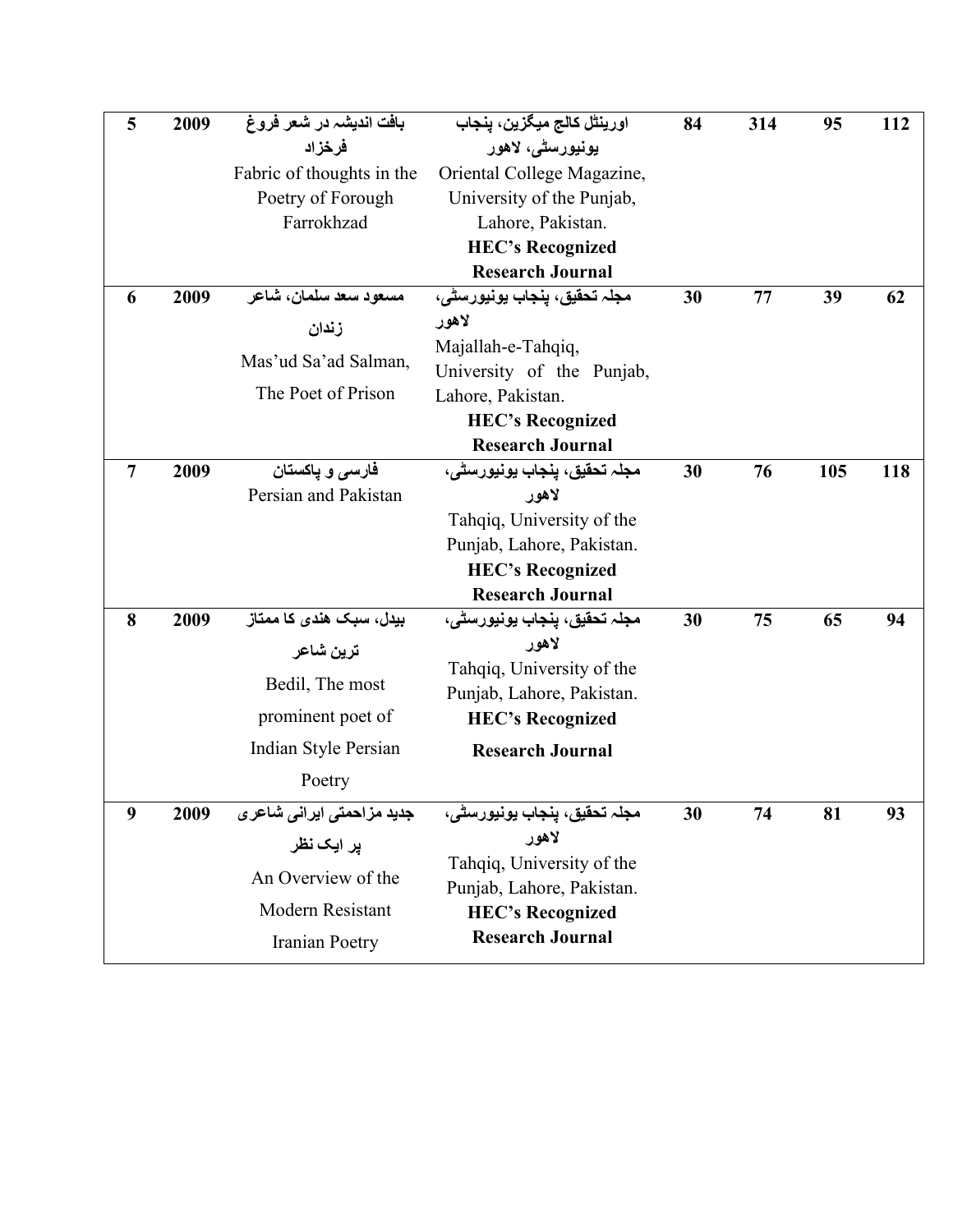| 5 | 2009 | بافت اندیشه در شعر فروغ فرخزاد<br>Fabric of thoughts in the Poetry of Forough Farrokhzad | اورینٹل کالج میگزین، پنجاب یونیورسٹی، لاهور<br>Oriental College Magazine, University of the Punjab, Lahore, Pakistan.<br>**HEC's Recognized Research Journal** | 84 | 314 | 95 | 112 |
|---|---|---|---|---|---|---|---|
| 6 | 2009 | مسعود سعد سلمان، شاعر زندان<br>Mas'ud Sa'ad Salman, The Poet of Prison | مجله تحقیق، پنجاب یونیورسٹی، لاهور<br>Majallah-e-Tahqiq, University of the Punjab, Lahore, Pakistan.<br>**HEC's Recognized Research Journal** | 30 | 77 | 39 | 62 |
| 7 | 2009 | فارسی و پاکستان<br>Persian and Pakistan | مجله تحقیق، پنجاب یونیورسٹی، لاهور<br>Tahqiq, University of the Punjab, Lahore, Pakistan.<br>**HEC's Recognized Research Journal** | 30 | 76 | 105 | 118 |
| 8 | 2009 | بیدل، سبک هندی کا ممتاز ترین شاعر<br>Bedil, The most prominent poet of Indian Style Persian Poetry | مجله تحقیق، پنجاب یونیورسٹی، لاهور<br>Tahqiq, University of the Punjab, Lahore, Pakistan.<br>**HEC's Recognized Research Journal** | 30 | 75 | 65 | 94 |
| 9 | 2009 | جدید مزاحمتی ایرانی شاعری پر ایک نظر<br>An Overview of the Modern Resistant Iranian Poetry | مجله تحقیق، پنجاب یونیورسٹی، لاهور<br>Tahqiq, University of the Punjab, Lahore, Pakistan.<br>**HEC's Recognized Research Journal** | 30 | 74 | 81 | 93 |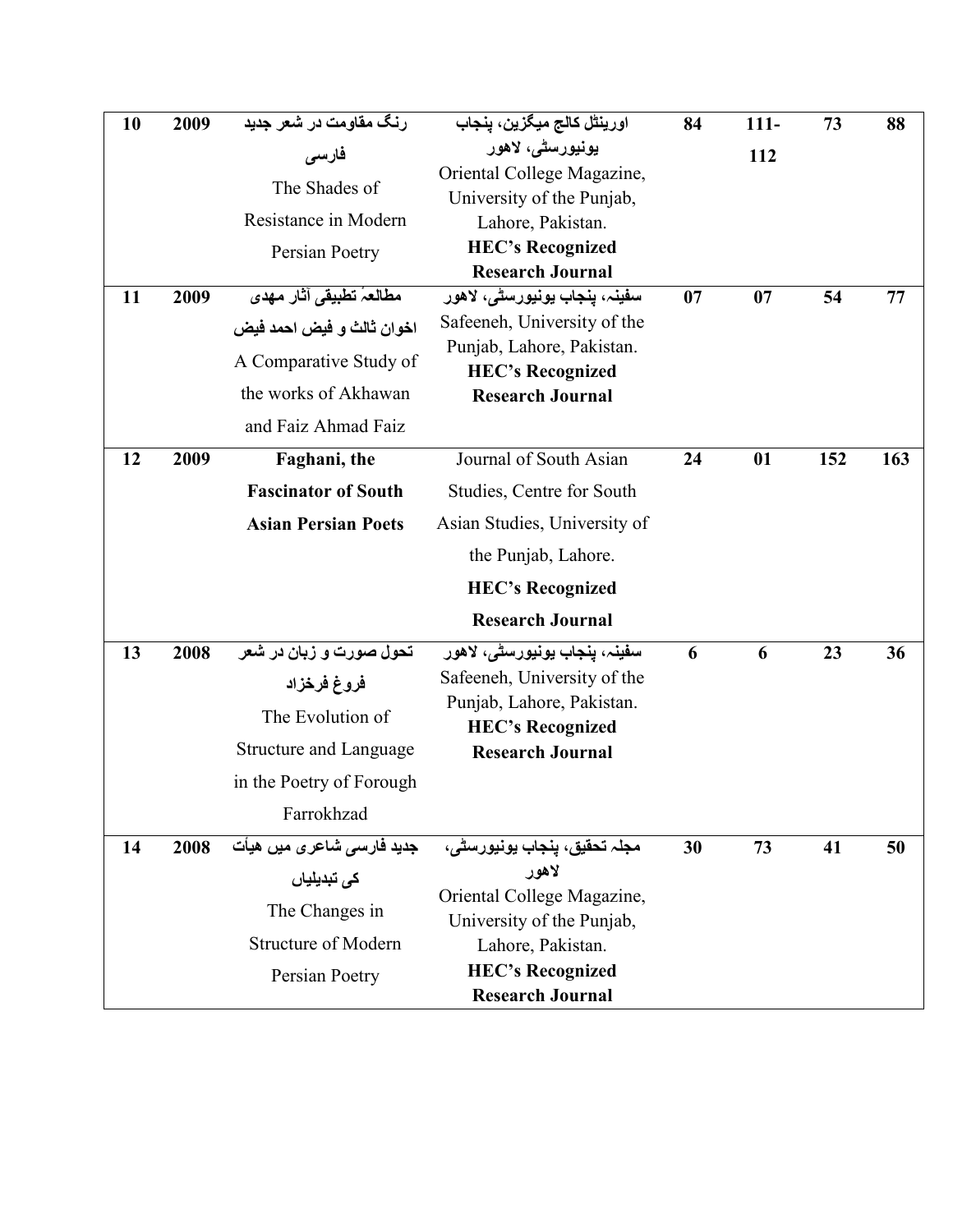| 10 | 2009 | **رنگ مقاومت در شعر جدید فارسی**<br>The Shades of Resistance in Modern Persian Poetry | **اورینٹل کالج میگزین، پنجاب یونیورسٹی، لاهور**<br>Oriental College Magazine, University of the Punjab, Lahore, Pakistan.<br>**HEC's Recognized Research Journal** | **84** | **111-112** | **73** | **88** |
|---|---|---|---|---|---|---|---|
| **11** | **2009** | **مطالعهٔ تطبیقی آثار مهدی اخوان ثالث و فیض احمد فیض**<br>A Comparative Study of the works of Akhawan and Faiz Ahmad Faiz | **سفینہ، پنجاب یونیورسٹی، لاهور**<br>Safeeneh, University of the Punjab, Lahore, Pakistan.<br>**HEC's Recognized Research Journal** | **07** | **07** | **54** | **77** |
| **12** | **2009** | **Faghani, the Fascinator of South Asian Persian Poets** | Journal of South Asian Studies, Centre for South Asian Studies, University of the Punjab, Lahore.<br>**HEC's Recognized Research Journal** | **24** | **01** | **152** | **163** |
| **13** | **2008** | **تحول صورت و زبان در شعر فروغ فرخزاد**<br>The Evolution of Structure and Language in the Poetry of Forough Farrokhzad | **سفینہ، پنجاب یونیورسٹی، لاهور**<br>Safeeneh, University of the Punjab, Lahore, Pakistan.<br>**HEC's Recognized Research Journal** | **6** | **6** | **23** | **36** |
| **14** | **2008** | **جدید فارسی شاعری میں هیأت کی تبدیلیاں**<br>The Changes in Structure of Modern Persian Poetry | **مجلہ تحقیق، پنجاب یونیورسٹی، لاهور**<br>Oriental College Magazine, University of the Punjab, Lahore, Pakistan.<br>**HEC's Recognized Research Journal** | **30** | **73** | **41** | **50** |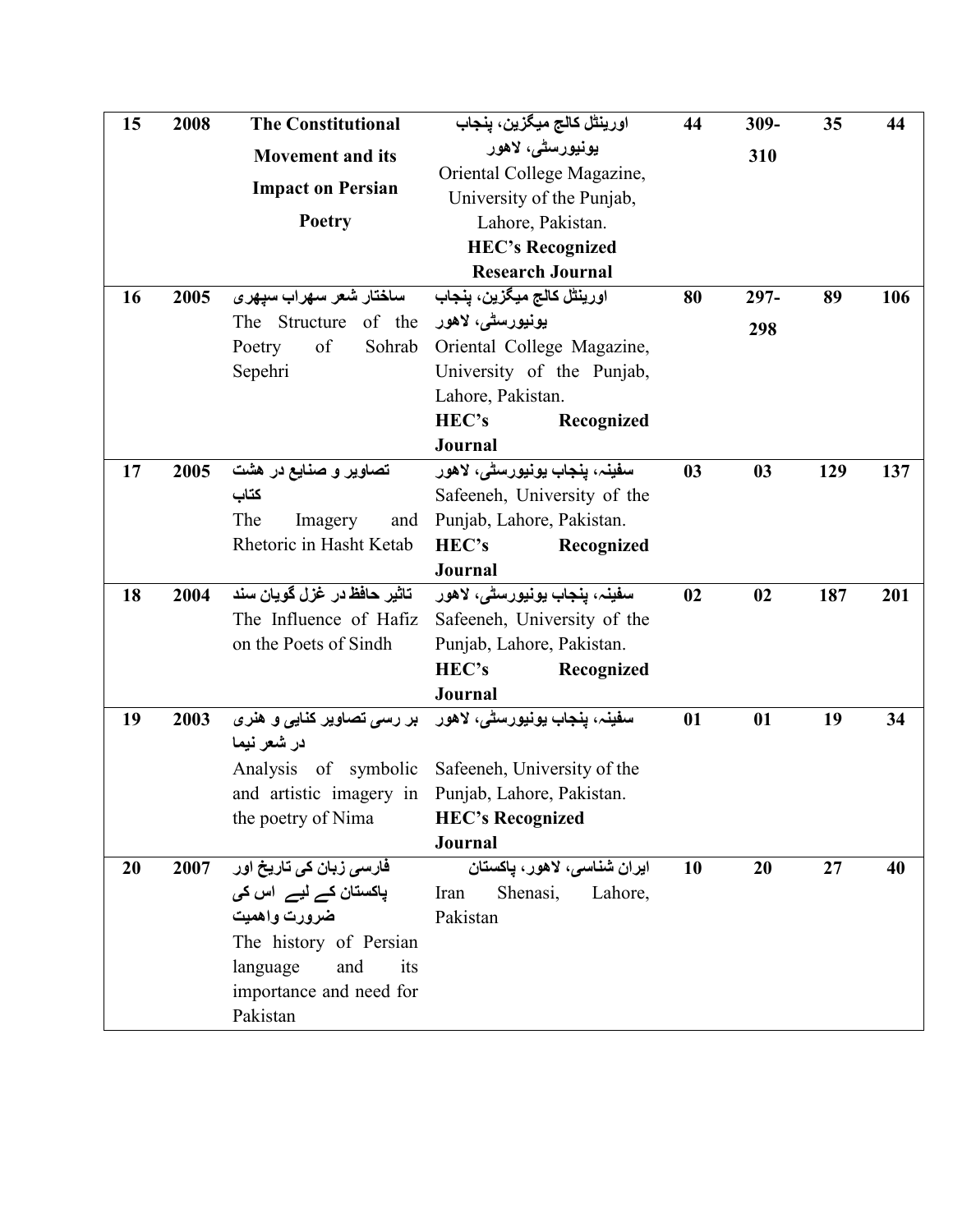| 15 | 2008 | **The Constitutional Movement and its Impact on Persian Poetry** | اورینٹل کالج میگزین، پنجاب یونیورسٹی، لاهور Oriental College Magazine, University of the Punjab, Lahore, Pakistan. **HEC's Recognized Research Journal** | 44 | 309-310 | 35 | 44 |
|---|---|---|---|---|---|---|---|
| 16 | 2005 | ساختار شعر سهراب سپهری The Structure of the Poetry of Sohrab Sepehri | اورینٹل کالج میگزین، پنجاب یونیورسٹی، لاهور Oriental College Magazine, University of the Punjab, Lahore, Pakistan. **HEC's Recognized Journal** | 80 | 297-298 | 89 | 106 |
| 17 | 2005 | تصاویر و صنایع در هشت کتاب The Imagery and Rhetoric in Hasht Ketab | سفینہ، پنجاب یونیورسٹی، لاهور Safeeneh, University of the Punjab, Lahore, Pakistan. **HEC's Recognized Journal** | 03 | 03 | 129 | 137 |
| 18 | 2004 | تاثیر حافظ در غزل گویان سند The Influence of Hafiz on the Poets of Sindh | سفینہ، پنجاب یونیورسٹی، لاهور Safeeneh, University of the Punjab, Lahore, Pakistan. **HEC's Recognized Journal** | 02 | 02 | 187 | 201 |
| 19 | 2003 | بر رسی تصاویر کنایی و هنری در شعر نیما Analysis of symbolic and artistic imagery in the poetry of Nima | سفینہ، پنجاب یونیورسٹی، لاهور Safeeneh, University of the Punjab, Lahore, Pakistan. **HEC's Recognized Journal** | 01 | 01 | 19 | 34 |
| 20 | 2007 | فارسی زبان کی تاریخ اور پاکستان کے لیے اس کی ضرورت واهمیت The history of Persian language and its importance and need for Pakistan | ایران شناسی، لاهور، پاکستان Iran Shenasi, Lahore, Pakistan | 10 | 20 | 27 | 40 |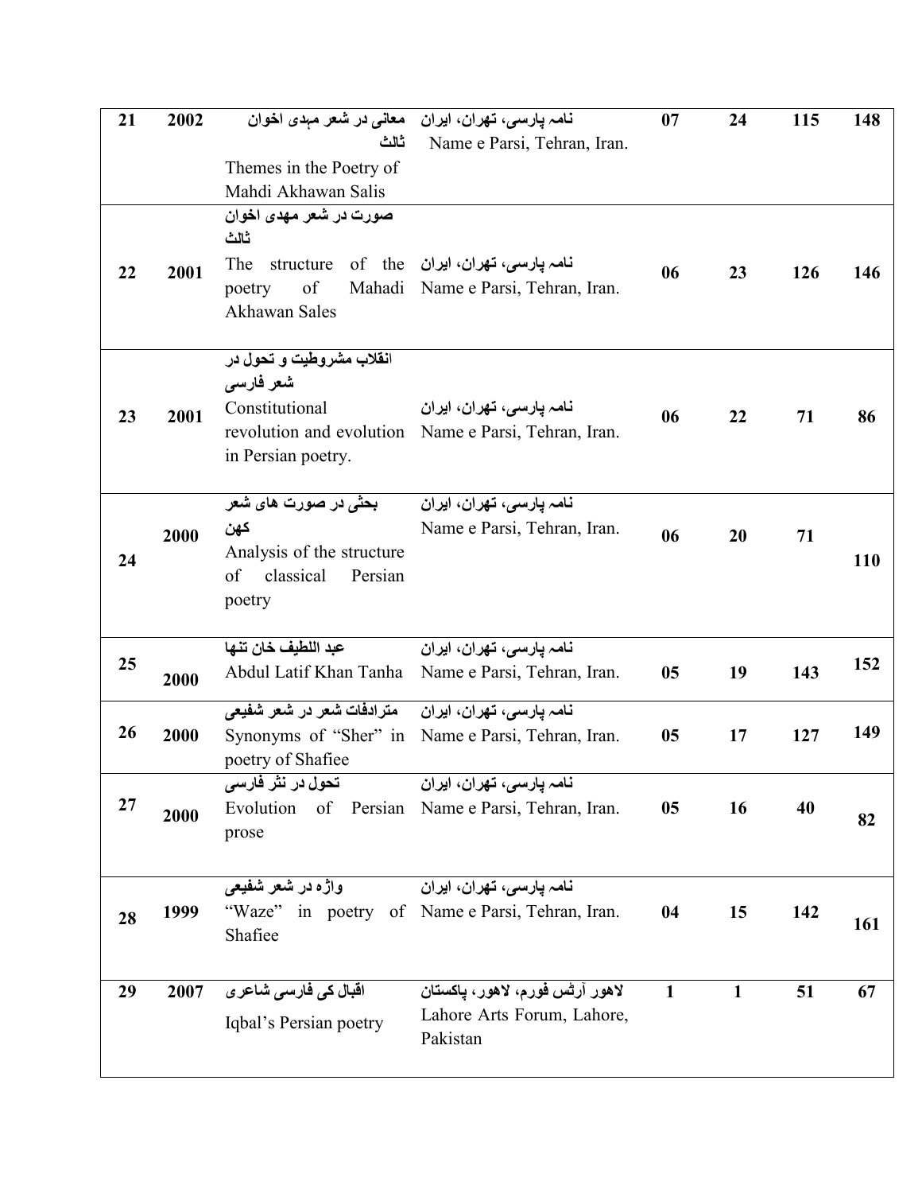| 21 | 2002 | معانی در شعر مہدی اخوان ثالث<br>Themes in the Poetry of Mahdi Akhawan Salis | نامہ پارسی، تہران، ایران<br>Name e Parsi, Tehran, Iran. | 07 | 24 | 115 | 148 |
|---|---|---|---|---|---|---|---|
| 22 | 2001 | صورت در شعر مهدی اخوان ثالث<br>The structure of the poetry of Mahadi Akhawan Sales | نامہ پارسی، تہران، ایران<br>Name e Parsi, Tehran, Iran. | 06 | 23 | 126 | 146 |
| 23 | 2001 | انقلاب مشروطیت و تحول در شعر فارسی<br>Constitutional revolution and evolution in Persian poetry. | نامہ پارسی، تہران، ایران<br>Name e Parsi, Tehran, Iran. | 06 | 22 | 71 | 86 |
| 24 | 2000 | بحثی در صورت های شعر کهن<br>Analysis of the structure of classical Persian poetry | نامہ پارسی، تہران، ایران<br>Name e Parsi, Tehran, Iran. | 06 | 20 | 71 | 110 |
| 25 | 2000 | عبد اللطیف خان تنہا<br>Abdul Latif Khan Tanha | نامہ پارسی، تہران، ایران<br>Name e Parsi, Tehran, Iran. | 05 | 19 | 143 | 152 |
| 26 | 2000 | مترادفات شعر در شعر شفیعی<br>Synonyms of "Sher" in poetry of Shafiee | نامہ پارسی، تہران، ایران<br>Name e Parsi, Tehran, Iran. | 05 | 17 | 127 | 149 |
| 27 | 2000 | تحول در نثر فارسی<br>Evolution of Persian prose | نامہ پارسی، تہران، ایران<br>Name e Parsi, Tehran, Iran. | 05 | 16 | 40 | 82 |
| 28 | 1999 | واژه در شعر شفیعی<br>"Waze" in poetry of Shafiee | نامہ پارسی، تہران، ایران<br>Name e Parsi, Tehran, Iran. | 04 | 15 | 142 | 161 |
| 29 | 2007 | اقبال کی فارسی شاعری<br>Iqbal's Persian poetry | لاهور آرٹس فورم، لاهور، پاکستان<br>Lahore Arts Forum, Lahore, Pakistan | 1 | 1 | 51 | 67 |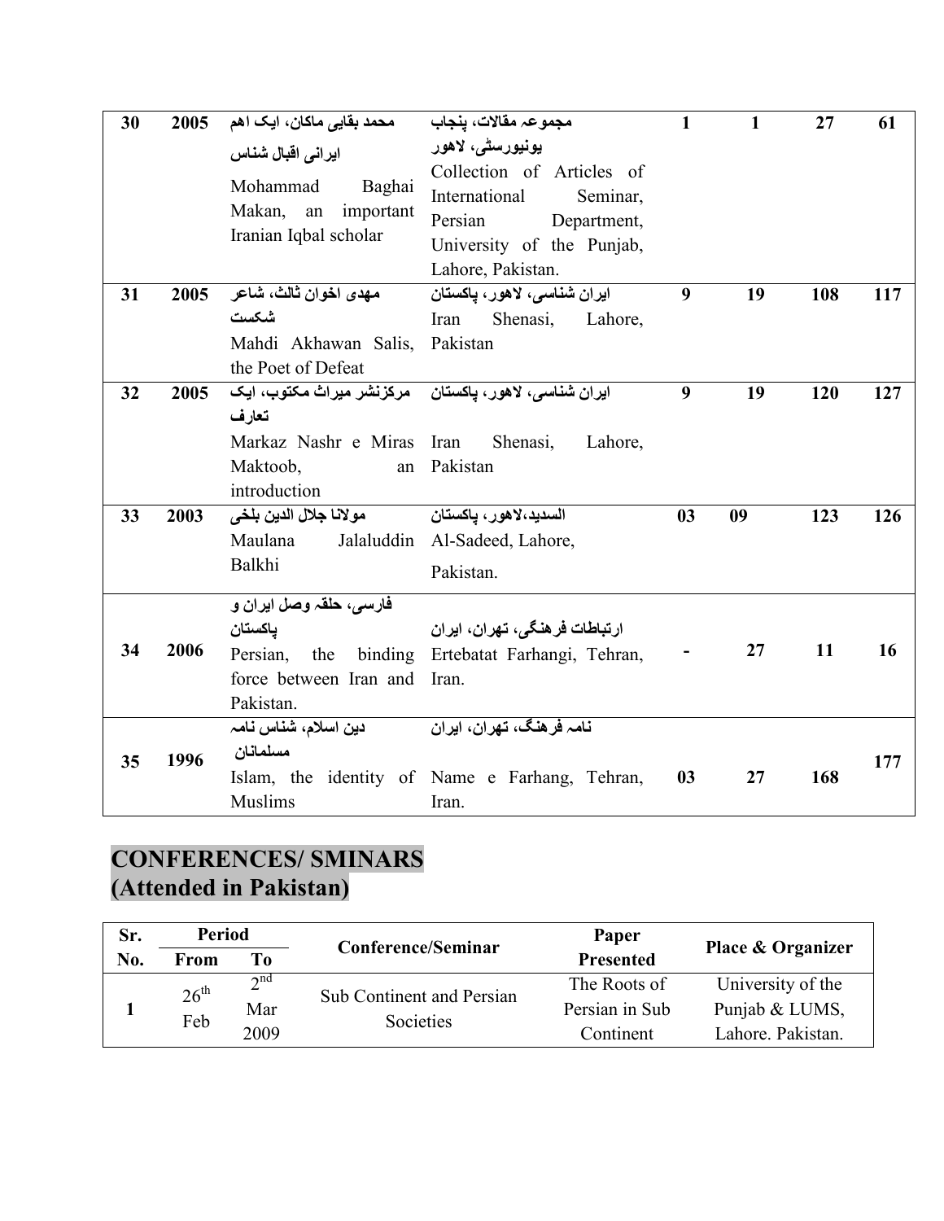| 30 | 2005 | محمد بقایی ماکان، ایک اهم ایرانی اقبال شناس<br>Mohammad Baghai Makan, an important Iranian Iqbal scholar | مجموعہ مقالات، پنجاب یونیورسٹی، لاهور<br>Collection of Articles of International Seminar, Persian Department, University of the Punjab, Lahore, Pakistan. | 1 | 1 | 27 | 61 |
|---|---|---|---|---|---|---|---|
| 31 | 2005 | مهدی اخوان ثالث، شاعر شکست<br>Mahdi Akhawan Salis, the Poet of Defeat | ایران شناسی، لاهور، پاکستان<br>Iran Shenasi, Lahore, Pakistan | 9 | 19 | 108 | 117 |
| 32 | 2005 | مرکزنشر میراث مکتوب، ایک تعارف<br>Markaz Nashr e Miras Maktoob, an introduction | ایران شناسی، لاهور، پاکستان<br>Iran Shenasi, Lahore, Pakistan | 9 | 19 | 120 | 127 |
| 33 | 2003 | مولانا جلال الدین بلخی<br>Maulana Jalaluddin Balkhi | السدید،لاهور، پاکستان<br>Al-Sadeed, Lahore, Pakistan. | 03 | 09 | 123 | 126 |
| 34 | 2006 | فارسی، حلقہ وصل ایران و پاکستان<br>Persian, the binding force between Iran and Pakistan. | ارتباطات فرهنگی، تهران، ایران<br>Ertebatat Farhangi, Tehran, Iran. | - | 27 | 11 | 16 |
| 35 | 1996 | دین اسلام، شناس نامہ مسلمانان<br>Islam, the identity of Muslims | نامہ فرهنگ، تهران، ایران<br>Name e Farhang, Tehran, Iran. | 03 | 27 | 168 | 177 |

## CONFERENCES/ SMINARS (Attended in Pakistan)

| Sr. No. | Period | | Conference/Seminar | Paper Presented | Place & Organizer |
|---|---|---|---|---|---|
| | From | To | | | |
| 1 | 26th Feb | 2nd Mar 2009 | Sub Continent and Persian Societies | The Roots of Persian in Sub Continent | University of the Punjab & LUMS, Lahore. Pakistan. |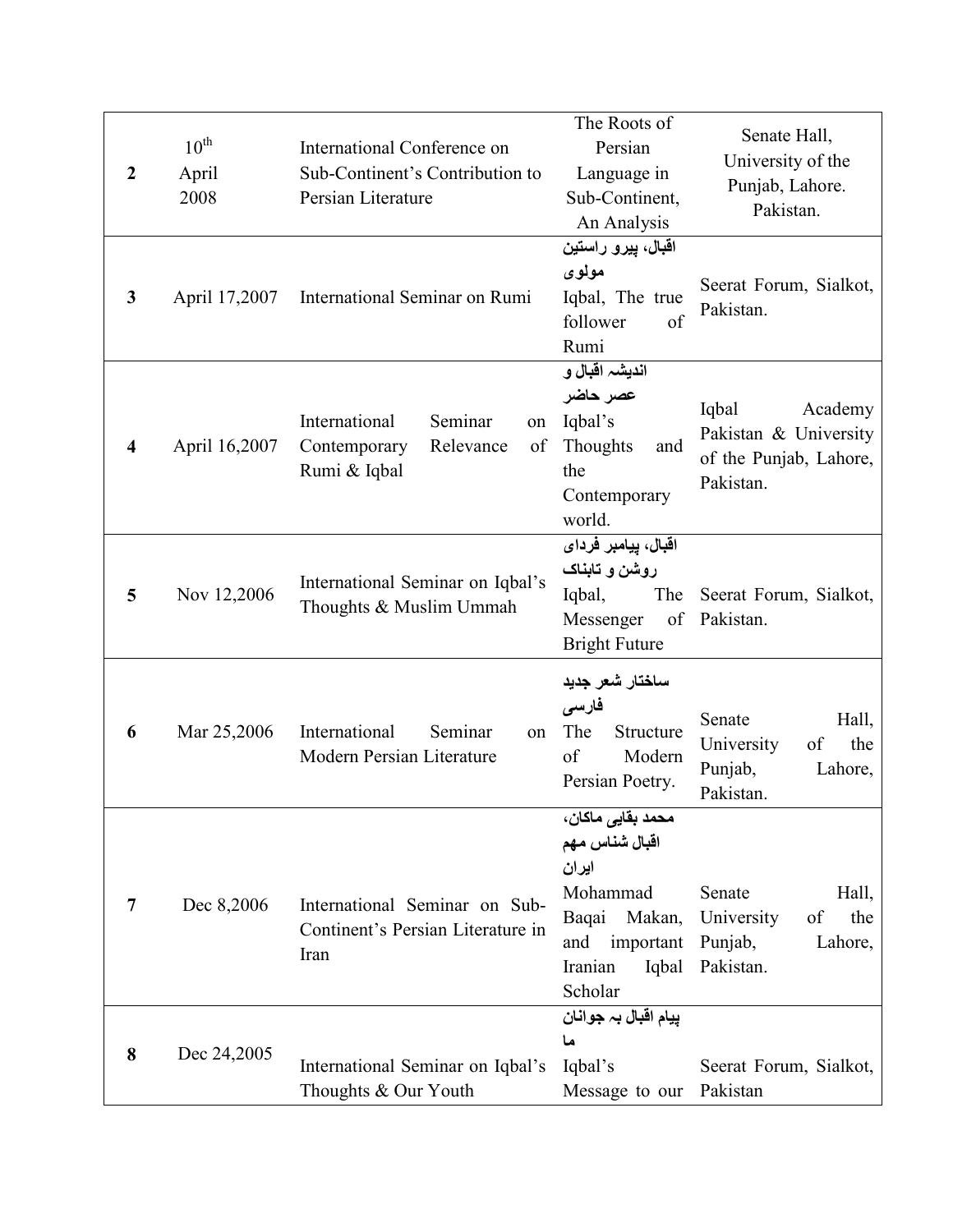| 2 | 10th April 2008 | International Conference on Sub-Continent's Contribution to Persian Literature | The Roots of Persian Language in Sub-Continent, An Analysis | Senate Hall, University of the Punjab, Lahore. Pakistan. |
|---|---|---|---|---|
| 3 | April 17,2007 | International Seminar on Rumi | اقبال، پیرو راستین مولوی Iqbal, The true follower of Rumi | Seerat Forum, Sialkot, Pakistan. |
| 4 | April 16,2007 | International Seminar on Contemporary Relevance of Rumi & Iqbal | اندیشہ اقبال و عصر حاضر Iqbal's Thoughts and the Contemporary world. | Iqbal Academy Pakistan & University of the Punjab, Lahore, Pakistan. |
| 5 | Nov 12,2006 | International Seminar on Iqbal's Thoughts & Muslim Ummah | اقبال، پیامبر فردای روشن و تابناک Iqbal, The Messenger of Bright Future | Seerat Forum, Sialkot, Pakistan. |
| 6 | Mar 25,2006 | International Seminar on Modern Persian Literature | ساختار شعر جدید فارسی The Structure of Modern Persian Poetry. | Senate Hall, University of the Punjab, Lahore, Pakistan. |
| 7 | Dec 8,2006 | International Seminar on Sub-Continent's Persian Literature in Iran | محمد بقایی ماکان، اقبال شناس مهم ایران Mohammad Baqai Makan, and important Iranian Iqbal Scholar | Senate Hall, University of the Punjab, Lahore, Pakistan. |
| 8 | Dec 24,2005 | International Seminar on Iqbal's Thoughts & Our Youth | پیام اقبال بہ جوانان ما Iqbal's Message to our | Seerat Forum, Sialkot, Pakistan |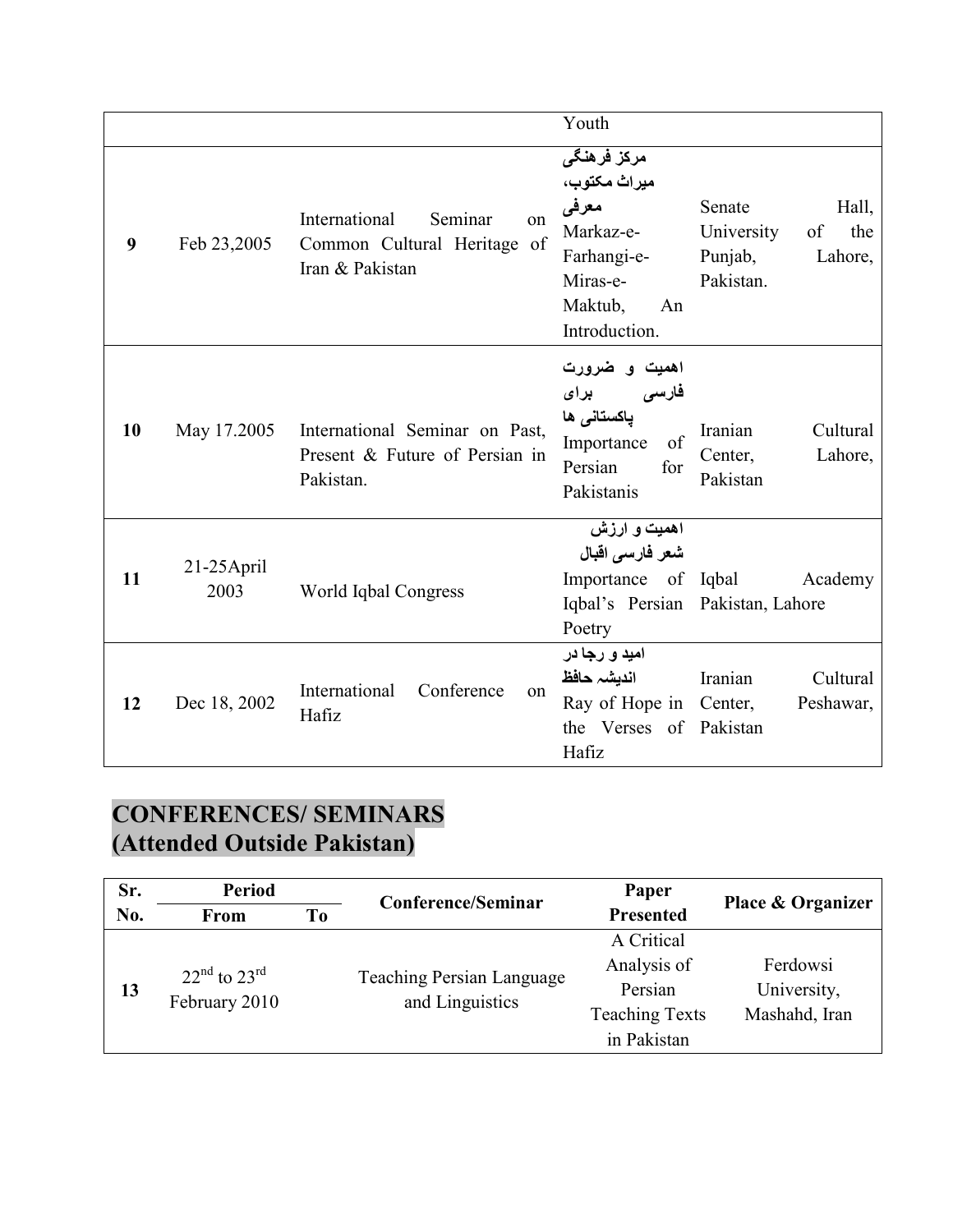| | | | Youth | |
|---|---|---|---|---|
| 9 | Feb 23,2005 | International Seminar on Common Cultural Heritage of Iran & Pakistan | مرکز فرهنگی میراث مکتوب، معرفی Markaz-e-Farhangi-e-Miras-e-Maktub, An Introduction. | Senate Hall, University of the Punjab, Lahore, Pakistan. |
| 10 | May 17.2005 | International Seminar on Past, Present & Future of Persian in Pakistan. | اهمیت و ضرورت فارسی برای پاکستانی ها Importance of Persian for Pakistanis | Iranian Cultural Center, Lahore, Pakistan |
| 11 | 21-25April 2003 | World Iqbal Congress | اهمیت و ارزش شعر فارسی اقبال Importance of Iqbal's Persian Poetry | Iqbal Academy Pakistan, Lahore |
| 12 | Dec 18, 2002 | International Conference on Hafiz | امید و رجا در اندیشه حافظ Ray of Hope in the Verses of Hafiz | Iranian Cultural Center, Peshawar, Pakistan |

## CONFERENCES/ SEMINARS (Attended Outside Pakistan)

| Sr. No. | Period | | Conference/Seminar | Paper Presented | Place & Organizer |
|---|---|---|---|---|---|
| | From | To | | | |
| 13 | 22nd to 23rd February 2010 | | Teaching Persian Language and Linguistics | A Critical Analysis of Persian Teaching Texts in Pakistan | Ferdowsi University, Mashahd, Iran |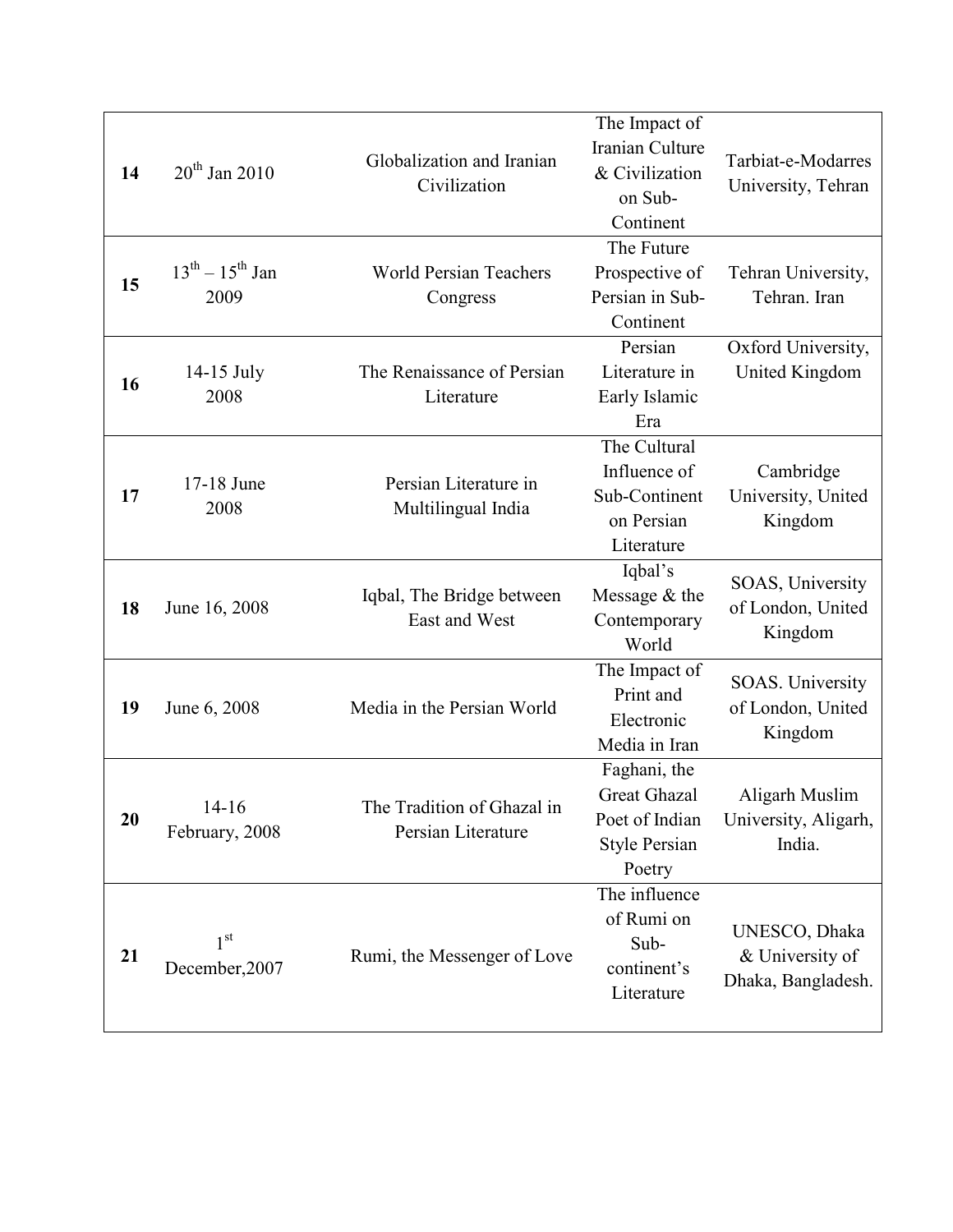| | | | | |
|---|---|---|---|---|
| **14** | 20th Jan 2010 | Globalization and Iranian Civilization | The Impact of Iranian Culture & Civilization on Sub-Continent | Tarbiat-e-Modarres University, Tehran |
| **15** | 13th – 15th Jan 2009 | World Persian Teachers Congress | The Future Prospective of Persian in Sub-Continent | Tehran University, Tehran. Iran |
| **16** | 14-15 July 2008 | The Renaissance of Persian Literature | Persian Literature in Early Islamic Era | Oxford University, United Kingdom |
| **17** | 17-18 June 2008 | Persian Literature in Multilingual India | The Cultural Influence of Sub-Continent on Persian Literature | Cambridge University, United Kingdom |
| **18** | June 16, 2008 | Iqbal, The Bridge between East and West | Iqbal's Message & the Contemporary World | SOAS, University of London, United Kingdom |
| **19** | June 6, 2008 | Media in the Persian World | The Impact of Print and Electronic Media in Iran | SOAS. University of London, United Kingdom |
| **20** | 14-16 February, 2008 | The Tradition of Ghazal in Persian Literature | Faghani, the Great Ghazal Poet of Indian Style Persian Poetry | Aligarh Muslim University, Aligarh, India. |
| **21** | 1st December,2007 | Rumi, the Messenger of Love | The influence of Rumi on Sub-continent's Literature | UNESCO, Dhaka & University of Dhaka, Bangladesh. |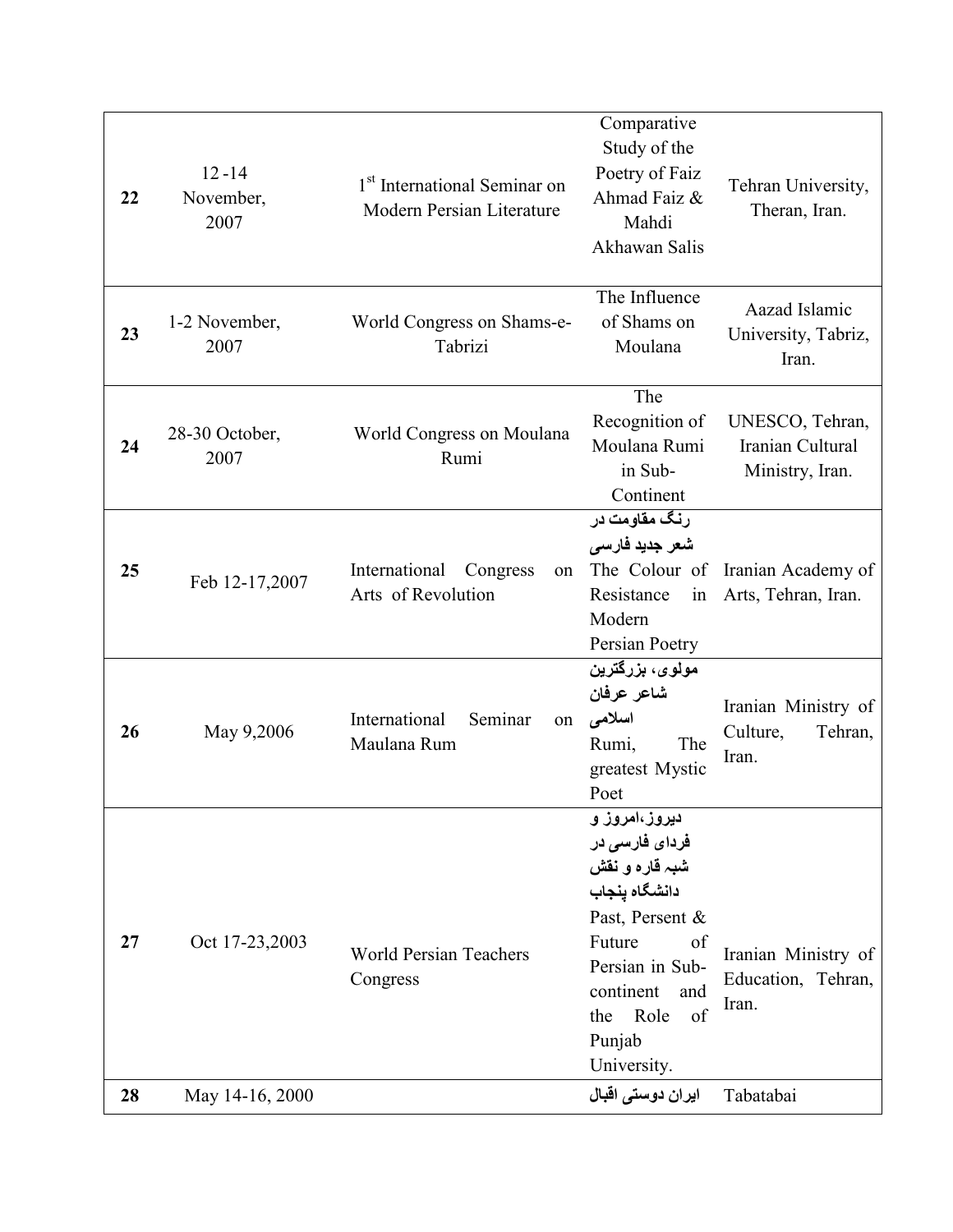| | | | | |
|---|---|---|---|---|
| **22** | 12 -14 November, 2007 | 1st International Seminar on Modern Persian Literature | Comparative Study of the Poetry of Faiz Ahmad Faiz & Mahdi Akhawan Salis | Tehran University, Theran, Iran. |
| **23** | 1-2 November, 2007 | World Congress on Shams-e-Tabrizi | The Influence of Shams on Moulana | Aazad Islamic University, Tabriz, Iran. |
| **24** | 28-30 October, 2007 | World Congress on Moulana Rumi | The Recognition of Moulana Rumi in Sub-Continent | UNESCO, Tehran, Iranian Cultural Ministry, Iran. |
| **25** | Feb 12-17,2007 | International Congress on Arts of Revolution | **رنگ مقاومت در شعر جدید فارسی** The Colour of Resistance in Modern Persian Poetry | Iranian Academy of Arts, Tehran, Iran. |
| **26** | May 9,2006 | International Seminar on Maulana Rum | **مولوی، بزرگترین شاعر عرفان اسلامی** Rumi, The greatest Mystic Poet | Iranian Ministry of Culture, Tehran, Iran. |
| **27** | Oct 17-23,2003 | World Persian Teachers Congress | **دیروز،امروز و فردای فارسی در شبه قاره و نقش دانشگاه پنجاب** Past, Persent & Future of Persian in Sub-continent and the Role of Punjab University. | Iranian Ministry of Education, Tehran, Iran. |
| **28** | May 14-16, 2000 | | **ایران دوستی اقبال** | Tabatabai |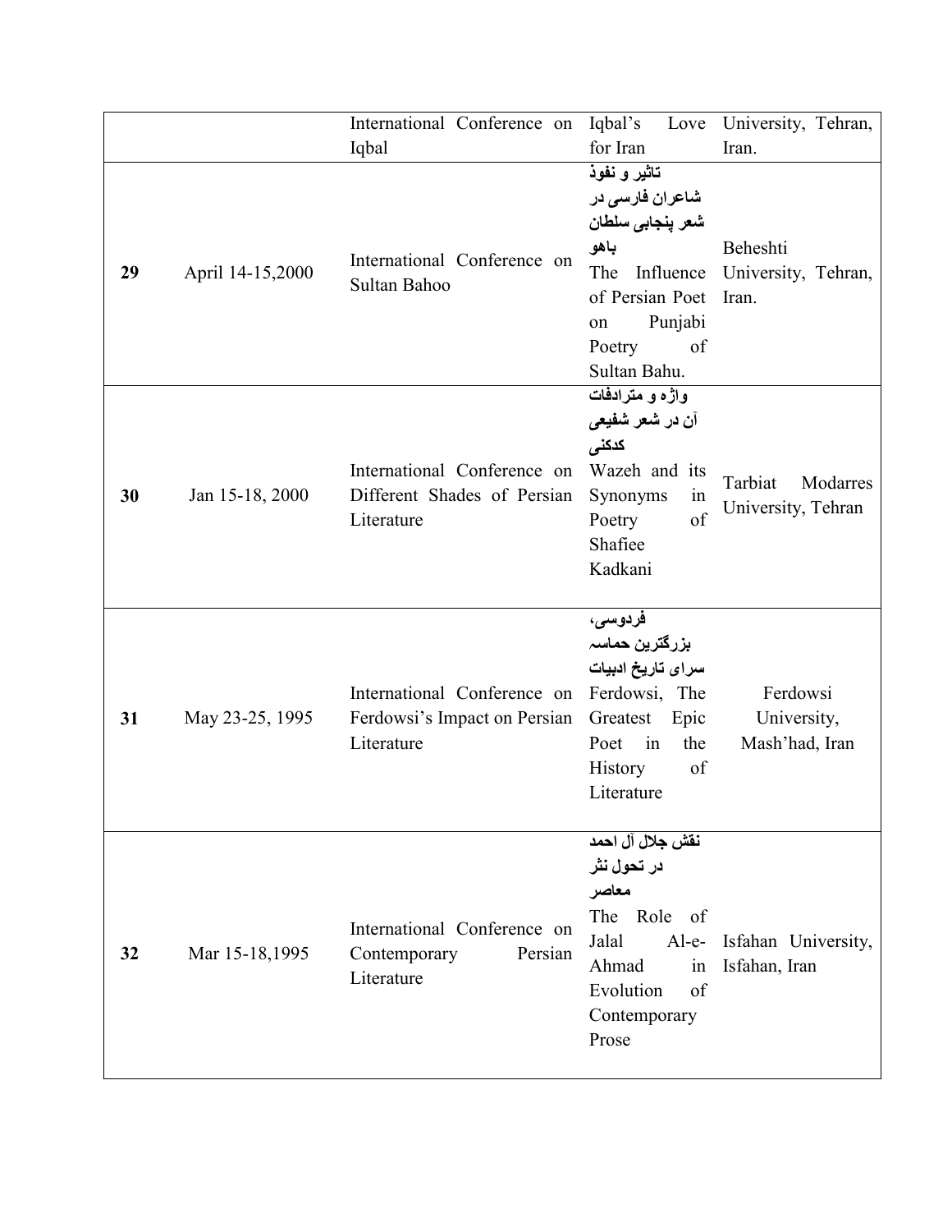| | | | | |
|---|---|---|---|---|
| | | International Conference on Iqbal | Iqbal's Love for Iran | University, Tehran, Iran. |
| **29** | April 14-15,2000 | International Conference on Sultan Bahoo | تاثیر و نفوذ شاعران فارسی در شعر پنجابی سلطان باهو The Influence of Persian Poet on Punjabi Poetry of Sultan Bahu. | Beheshti University, Tehran, Iran. |
| **30** | Jan 15-18, 2000 | International Conference on Different Shades of Persian Literature | واژه و مترادفات آن در شعر شفیعی کدکنی Wazeh and its Synonyms in Poetry of Shafiee Kadkani | Tarbiat Modarres University, Tehran |
| **31** | May 23-25, 1995 | International Conference on Ferdowsi's Impact on Persian Literature | فردوسی، بزرگترین حماسه سرای تاریخ ادبیات Ferdowsi, The Greatest Epic Poet in the History of Literature | Ferdowsi University, Mash'had, Iran |
| **32** | Mar 15-18,1995 | International Conference on Contemporary Persian Literature | نقش جلال آل احمد در تحول نثر معاصر The Role of Jalal Al-e-Ahmad in Evolution of Contemporary Prose | Isfahan University, Isfahan, Iran |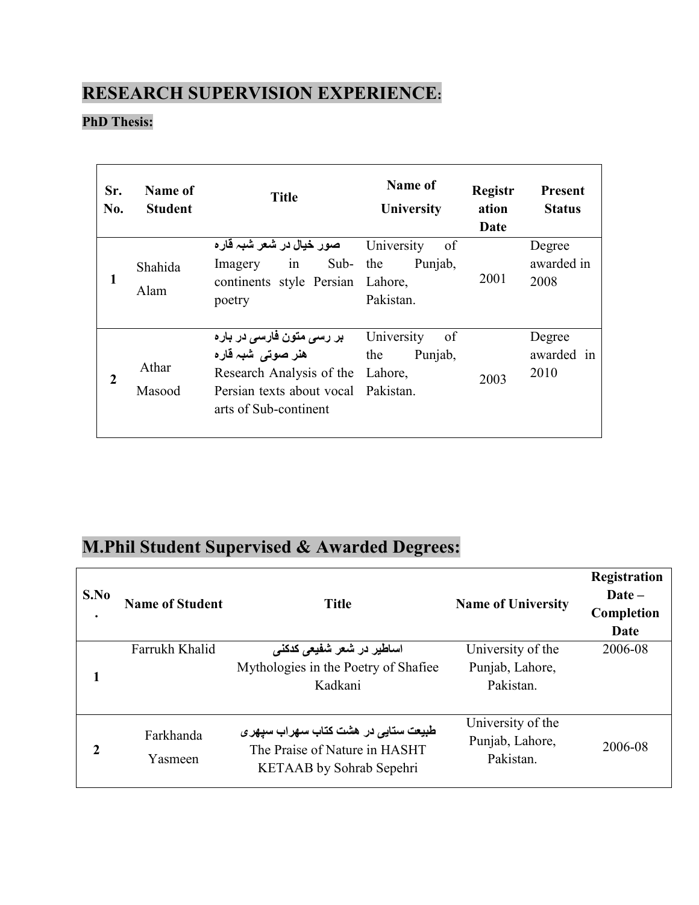## RESEARCH SUPERVISION EXPERIENCE:

### PhD Thesis:

| Sr. No. | Name of Student | Title | Name of University | Registration Date | Present Status |
|---|---|---|---|---|---|
| 1 | Shahida Alam | صور خیال در شعر شبہ قارہ<br>Imagery in Sub-continents style Persian poetry | University of the Punjab, Lahore, Pakistan. | 2001 | Degree awarded in 2008 |
| 2 | Athar Masood | بر رسی متون فارسی در بارہ هنر صوتی شبہ قارہ<br>Research Analysis of the Persian texts about vocal arts of Sub-continent | University of the Punjab, Lahore, Pakistan. | 2003 | Degree awarded in 2010 |

## M.Phil Student Supervised & Awarded Degrees:

| S.No. | Name of Student | Title | Name of University | Registration Date – Completion Date |
|---|---|---|---|---|
| 1 | Farrukh Khalid | اساطیر در شعر شفیعی کدکنی<br>Mythologies in the Poetry of Shafiee Kadkani | University of the Punjab, Lahore, Pakistan. | 2006-08 |
| 2 | Farkhanda Yasmeen | طبیعت ستایی در هشت کتاب سهراب سپهری<br>The Praise of Nature in HASHT KETAAB by Sohrab Sepehri | University of the Punjab, Lahore, Pakistan. | 2006-08 |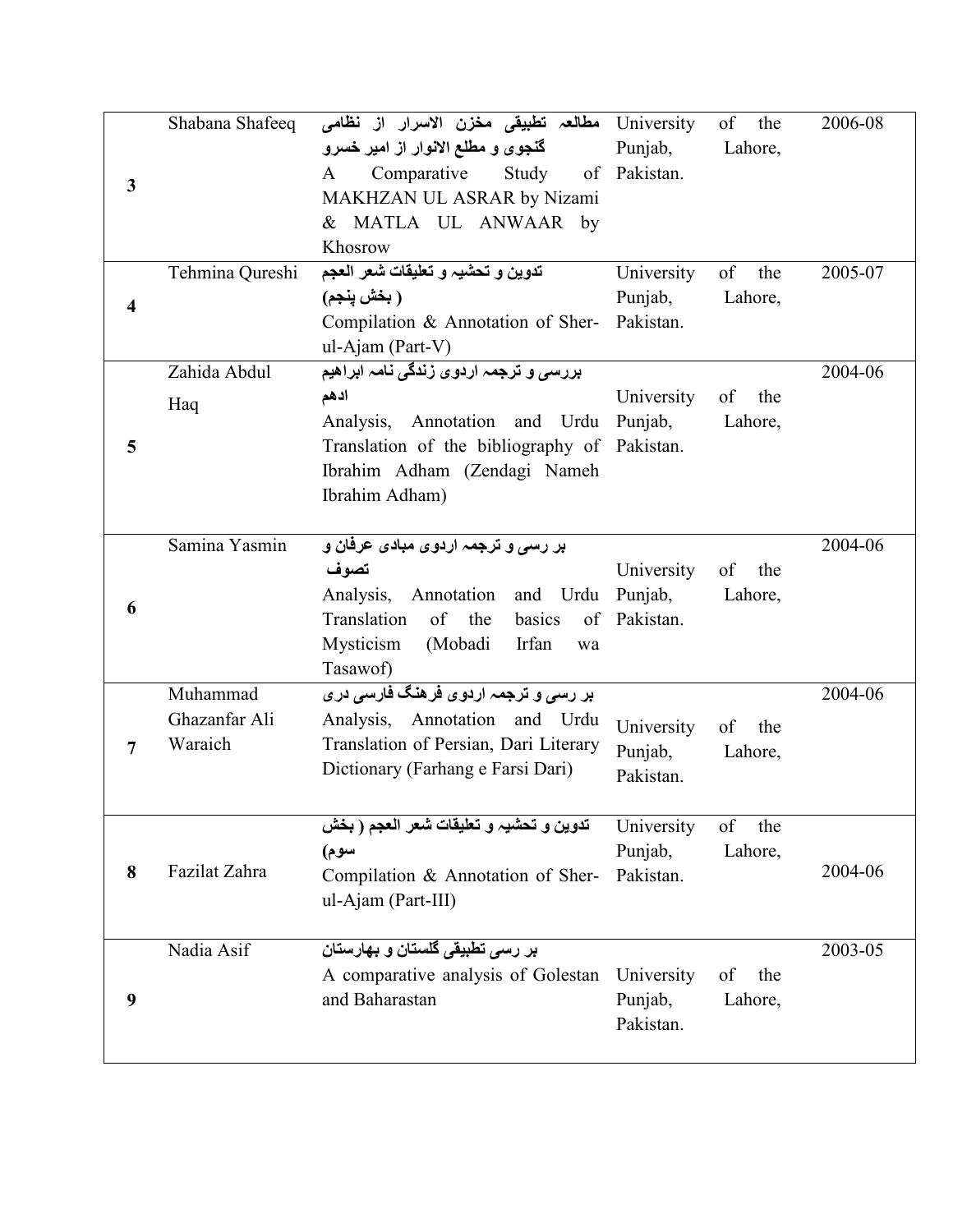| | | | | |
|---|---|---|---|---|
| **3** | Shabana Shafeeq | مطالعہ تطبیقی مخزن الاسرار از نظامی گنجوی و مطلع الانوار از امیر خسرو<br>A Comparative Study of MAKHZAN UL ASRAR by Nizami & MATLA UL ANWAAR by Khosrow | University of the Punjab, Lahore, Pakistan. | 2006-08 |
| **4** | Tehmina Qureshi | تدوین و تحشیہ و تعلیقات شعر العجم ( بخش پنجم)<br>Compilation & Annotation of Sher-ul-Ajam (Part-V) | University of the Punjab, Lahore, Pakistan. | 2005-07 |
| **5** | Zahida Abdul Haq | بررسی و ترجمہ اردوی زندگی نامہ ابراهیم ادهم<br>Analysis, Annotation and Urdu Translation of the bibliography of Ibrahim Adham (Zendagi Nameh Ibrahim Adham) | University of the Punjab, Lahore, Pakistan. | 2004-06 |
| **6** | Samina Yasmin | بر رسی و ترجمہ اردوی مبادی عرفان و تصوف<br>Analysis, Annotation and Urdu Translation of the basics of Mysticism (Mobadi Irfan wa Tasawof) | University of the Punjab, Lahore, Pakistan. | 2004-06 |
| **7** | Muhammad Ghazanfar Ali Waraich | بر رسی و ترجمہ اردوی فرهنگ فارسی دری<br>Analysis, Annotation and Urdu Translation of Persian, Dari Literary Dictionary (Farhang e Farsi Dari) | University of the Punjab, Lahore, Pakistan. | 2004-06 |
| **8** | Fazilat Zahra | تدوین و تحشیہ و تعلیقات شعر العجم ( بخش سوم)<br>Compilation & Annotation of Sher-ul-Ajam (Part-III) | University of the Punjab, Lahore, Pakistan. | 2004-06 |
| **9** | Nadia Asif | بر رسی تطبیقی گلستان و بهارستان<br>A comparative analysis of Golestan and Baharastan | University of the Punjab, Lahore, Pakistan. | 2003-05 |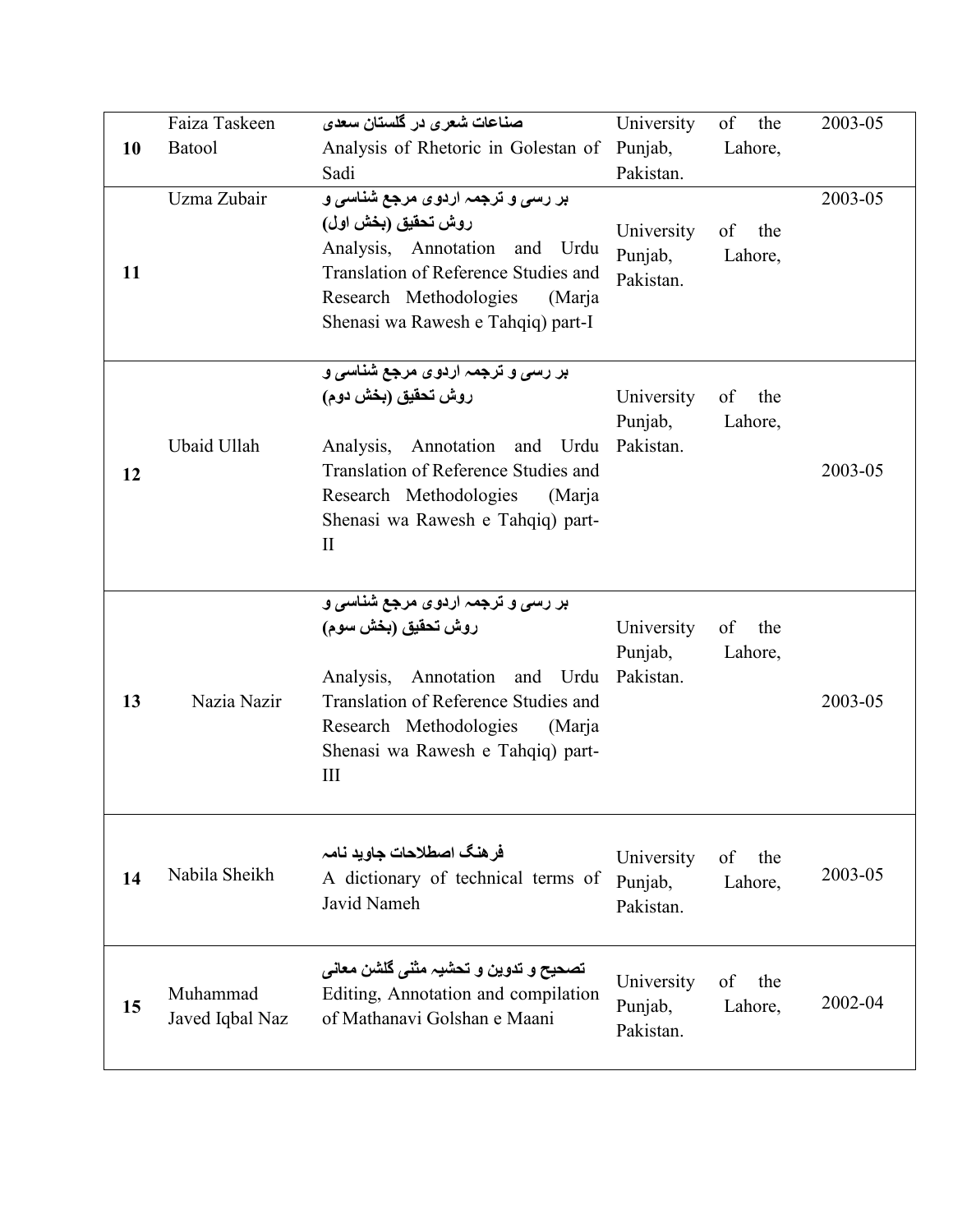| 10 | Faiza Taskeen Batool | صناعات شعری در گلستان سعدی<br>Analysis of Rhetoric in Golestan of Sadi | University of the Punjab, Lahore, Pakistan. | 2003-05 |
|---|---|---|---|---|
| 11 | Uzma Zubair | بر رسی و ترجمہ اردوی مرجع شناسی و روش تحقیق (بخش اول)<br>Analysis, Annotation and Urdu Translation of Reference Studies and Research Methodologies (Marja Shenasi wa Rawesh e Tahqiq) part-I | University of the Punjab, Lahore, Pakistan. | 2003-05 |
| 12 | Ubaid Ullah | بر رسی و ترجمہ اردوی مرجع شناسی و روش تحقیق (بخش دوم)<br>Analysis, Annotation and Urdu Translation of Reference Studies and Research Methodologies (Marja Shenasi wa Rawesh e Tahqiq) part-II | University of the Punjab, Lahore, Pakistan. | 2003-05 |
| 13 | Nazia Nazir | بر رسی و ترجمہ اردوی مرجع شناسی و روش تحقیق (بخش سوم)<br>Analysis, Annotation and Urdu Translation of Reference Studies and Research Methodologies (Marja Shenasi wa Rawesh e Tahqiq) part-III | University of the Punjab, Lahore, Pakistan. | 2003-05 |
| 14 | Nabila Sheikh | فرهنگ اصطلاحات جاوید نامہ<br>A dictionary of technical terms of Javid Nameh | University of the Punjab, Lahore, Pakistan. | 2003-05 |
| 15 | Muhammad Javed Iqbal Naz | تصحیح و تدوین و تحشیہ مثنی گلشن معانی<br>Editing, Annotation and compilation of Mathanavi Golshan e Maani | University of the Punjab, Lahore, Pakistan. | 2002-04 |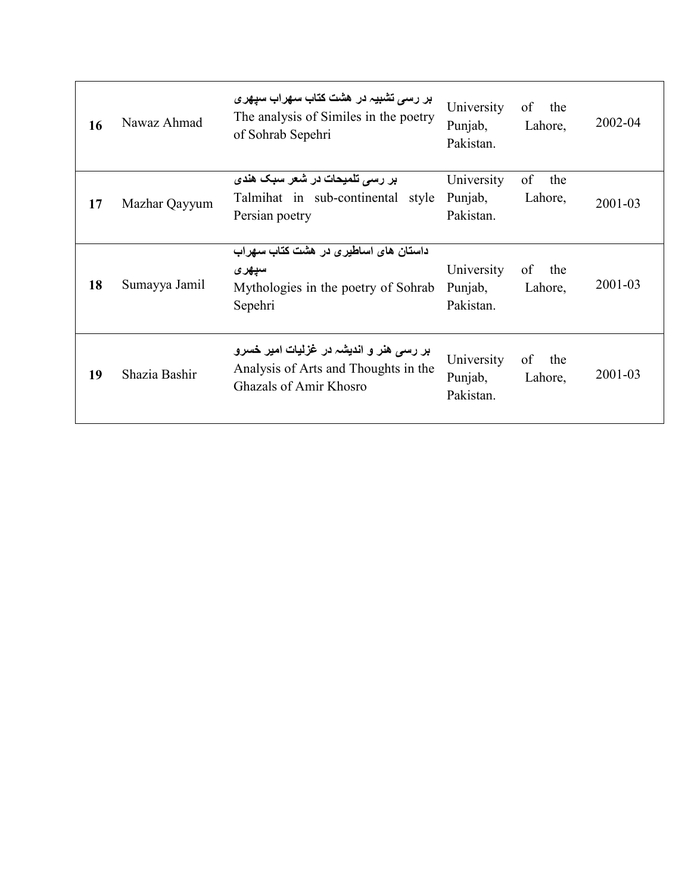| | | | | |
|---|---|---|---|---|
| **16** | Nawaz Ahmad | **بر رسی تشبیه در هشت کتاب سهراب سپهری**<br>The analysis of Similes in the poetry of Sohrab Sepehri | University of the Punjab, Lahore, Pakistan. | 2002-04 |
| **17** | Mazhar Qayyum | **بر رسی تلمیحات در شعر سبک هندی**<br>Talmihat in sub-continental style Persian poetry | University of the Punjab, Lahore, Pakistan. | 2001-03 |
| **18** | Sumayya Jamil | **داستان های اساطیری در هشت کتاب سهراب سپهری**<br>Mythologies in the poetry of Sohrab Sepehri | University of the Punjab, Lahore, Pakistan. | 2001-03 |
| **19** | Shazia Bashir | **بر رسی هنر و اندیشه در غزلیات امیر خسرو**<br>Analysis of Arts and Thoughts in the Ghazals of Amir Khosro | University of the Punjab, Lahore, Pakistan. | 2001-03 |